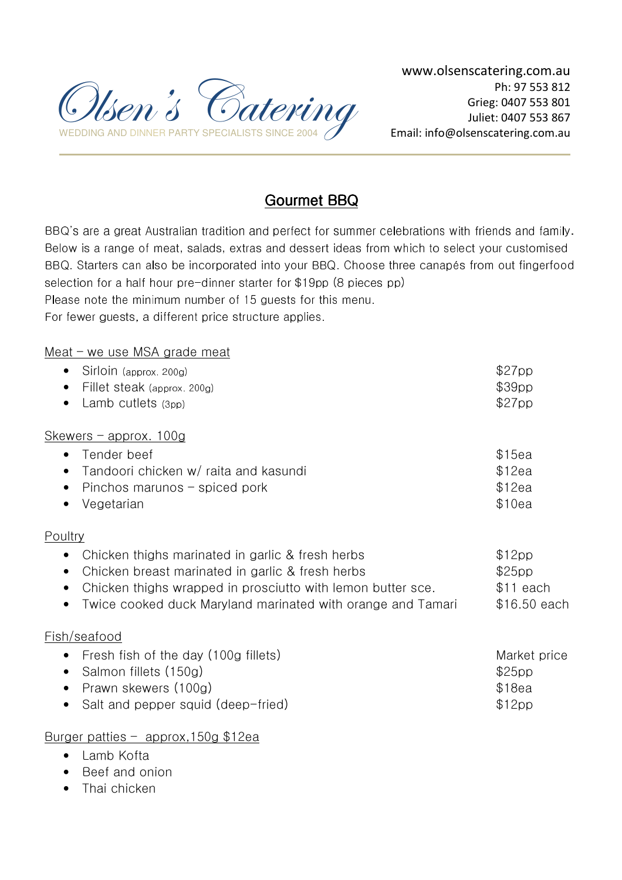# Olsen's Catering

WEDDING AND DINNER PARTY SPECIALISTS SINCE 2004

www.olsenscatering.com.au
Ph: 97 553 812
Grieg: 0407 553 801
Juliet: 0407 553 867
Email: info@olsenscatering.com.au

## Gourmet BBQ

BBQ's are a great Australian tradition and perfect for summer celebrations with friends and family. Below is a range of meat, salads, extras and dessert ideas from which to select your customised BBQ. Starters can also be incorporated into your BBQ. Choose three canapés from out fingerfood selection for a half hour pre-dinner starter for $19pp (8 pieces pp)
Please note the minimum number of 15 guests for this menu.
For fewer guests, a different price structure applies.

### Meat – we use MSA grade meat

- Sirloin (approx. 200g) — $27pp
- Fillet steak (approx. 200g) — $39pp
- Lamb cutlets (3pp) — $27pp

### Skewers – approx. 100g

- Tender beef — $15ea
- Tandoori chicken w/ raita and kasundi — $12ea
- Pinchos marunos – spiced pork — $12ea
- Vegetarian — $10ea

### Poultry

- Chicken thighs marinated in garlic & fresh herbs — $12pp
- Chicken breast marinated in garlic & fresh herbs — $25pp
- Chicken thighs wrapped in prosciutto with lemon butter sce. — $11 each
- Twice cooked duck Maryland marinated with orange and Tamari — $16.50 each

### Fish/seafood

- Fresh fish of the day (100g fillets) — Market price
- Salmon fillets (150g) — $25pp
- Prawn skewers (100g) — $18ea
- Salt and pepper squid (deep-fried) — $12pp

### Burger patties – approx,150g $12ea

- Lamb Kofta
- Beef and onion
- Thai chicken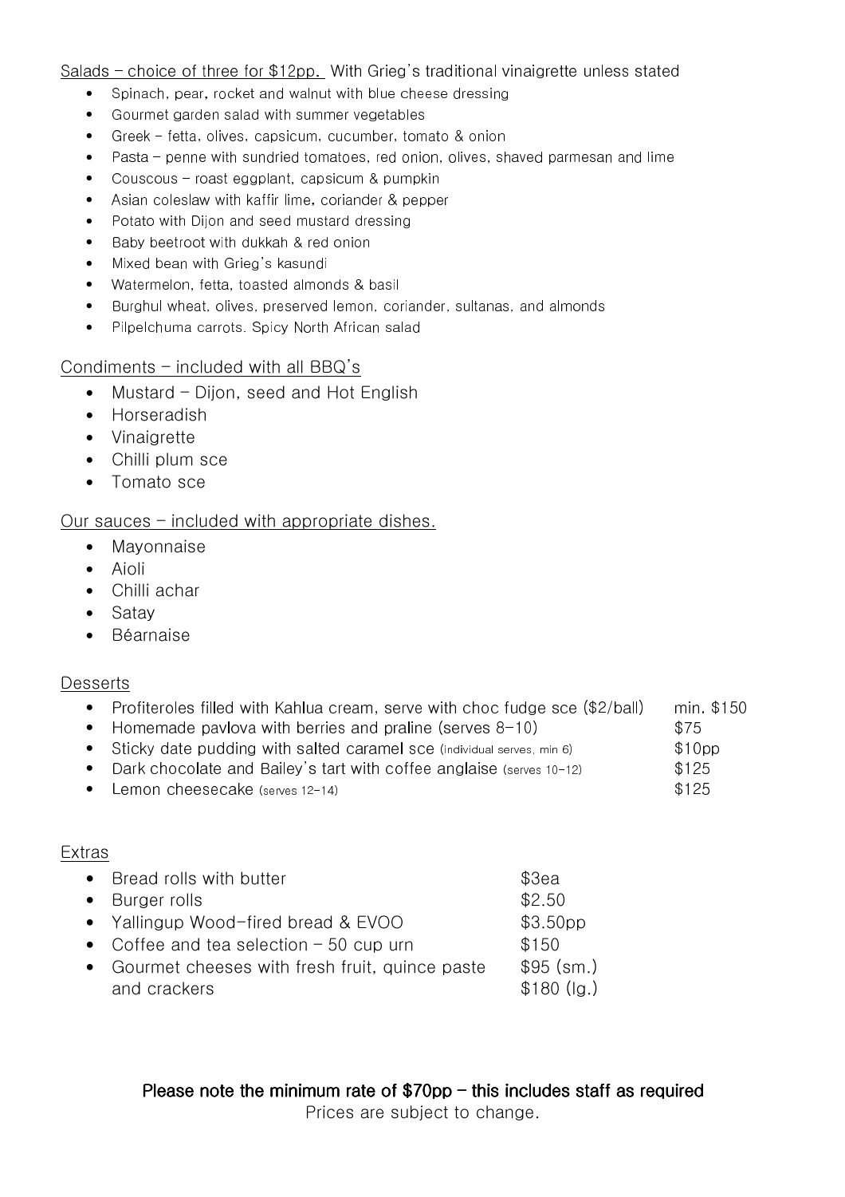Salads – choice of three for $12pp. With Grieg's traditional vinaigrette unless stated

- Spinach, pear, rocket and walnut with blue cheese dressing
- Gourmet garden salad with summer vegetables
- Greek – fetta, olives, capsicum, cucumber, tomato & onion
- Pasta – penne with sundried tomatoes, red onion, olives, shaved parmesan and lime
- Couscous – roast eggplant, capsicum & pumpkin
- Asian coleslaw with kaffir lime, coriander & pepper
- Potato with Dijon and seed mustard dressing
- Baby beetroot with dukkah & red onion
- Mixed bean with Grieg's kasundi
- Watermelon, fetta, toasted almonds & basil
- Burghul wheat, olives, preserved lemon, coriander, sultanas, and almonds
- Pilpelchuma carrots. Spicy North African salad

Condiments – included with all BBQ's

- Mustard – Dijon, seed and Hot English
- Horseradish
- Vinaigrette
- Chilli plum sce
- Tomato sce

Our sauces – included with appropriate dishes.

- Mayonnaise
- Aioli
- Chilli achar
- Satay
- Béarnaise

Desserts

| Item | Price |
|---|---|
| Profiteroles filled with Kahlua cream, serve with choc fudge sce ($2/ball) | min. $150 |
| Homemade pavlova with berries and praline (serves 8-10) | $75 |
| Sticky date pudding with salted caramel sce (individual serves, min 6) | $10pp |
| Dark chocolate and Bailey's tart with coffee anglaise (serves 10-12) | $125 |
| Lemon cheesecake (serves 12-14) | $125 |

Extras

| Item | Price |
|---|---|
| Bread rolls with butter | $3ea |
| Burger rolls | $2.50 |
| Yallingup Wood-fired bread & EVOO | $3.50pp |
| Coffee and tea selection – 50 cup urn | $150 |
| Gourmet cheeses with fresh fruit, quince paste and crackers | $95 (sm.) $180 (lg.) |

**Please note the minimum rate of $70pp – this includes staff as required**

Prices are subject to change.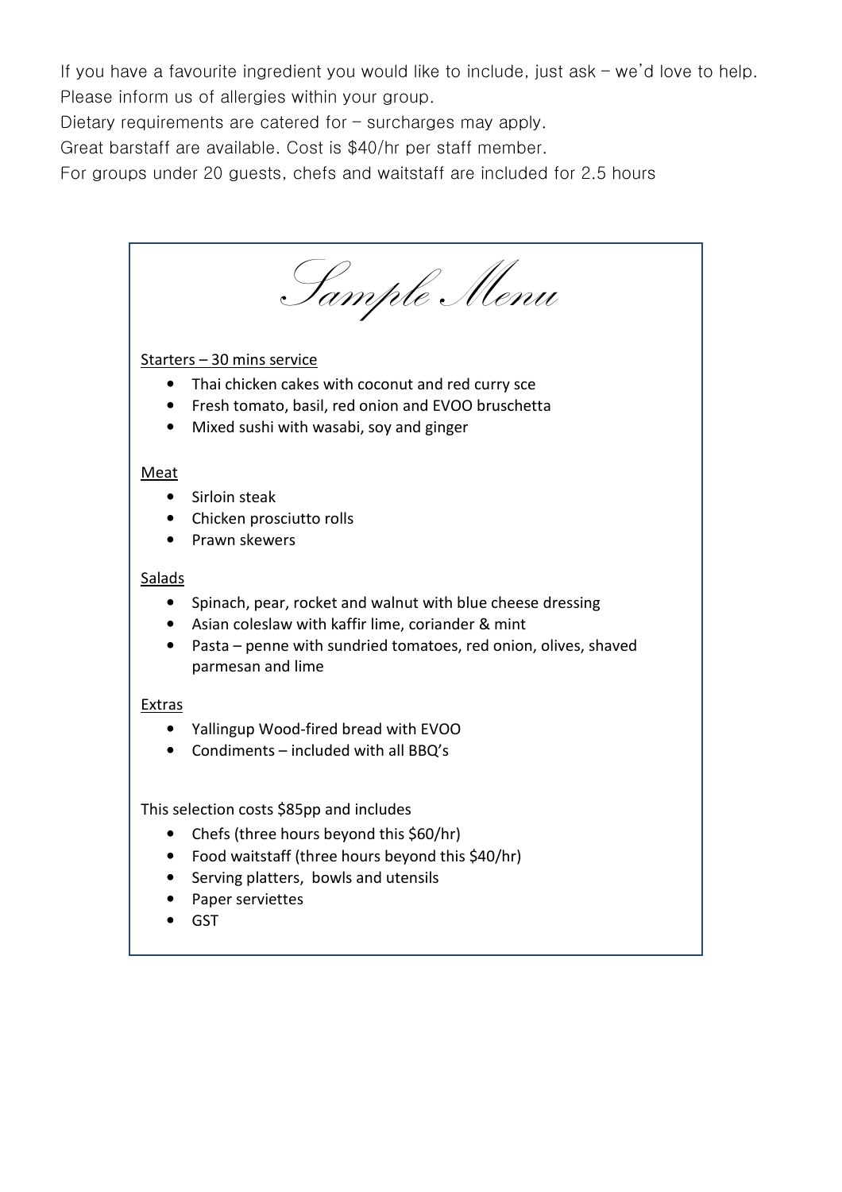If you have a favourite ingredient you would like to include, just ask – we'd love to help.
Please inform us of allergies within your group.
Dietary requirements are catered for – surcharges may apply.
Great barstaff are available. Cost is $40/hr per staff member.
For groups under 20 guests, chefs and waitstaff are included for 2.5 hours

# *Sample Menu*

<u>Starters – 30 mins service</u>

- Thai chicken cakes with coconut and red curry sce
- Fresh tomato, basil, red onion and EVOO bruschetta
- Mixed sushi with wasabi, soy and ginger

<u>Meat</u>

- Sirloin steak
- Chicken prosciutto rolls
- Prawn skewers

<u>Salads</u>

- Spinach, pear, rocket and walnut with blue cheese dressing
- Asian coleslaw with kaffir lime, coriander & mint
- Pasta – penne with sundried tomatoes, red onion, olives, shaved parmesan and lime

<u>Extras</u>

- Yallingup Wood-fired bread with EVOO
- Condiments – included with all BBQ's

This selection costs $85pp and includes

- Chefs (three hours beyond this $60/hr)
- Food waitstaff (three hours beyond this $40/hr)
- Serving platters, bowls and utensils
- Paper serviettes
- GST